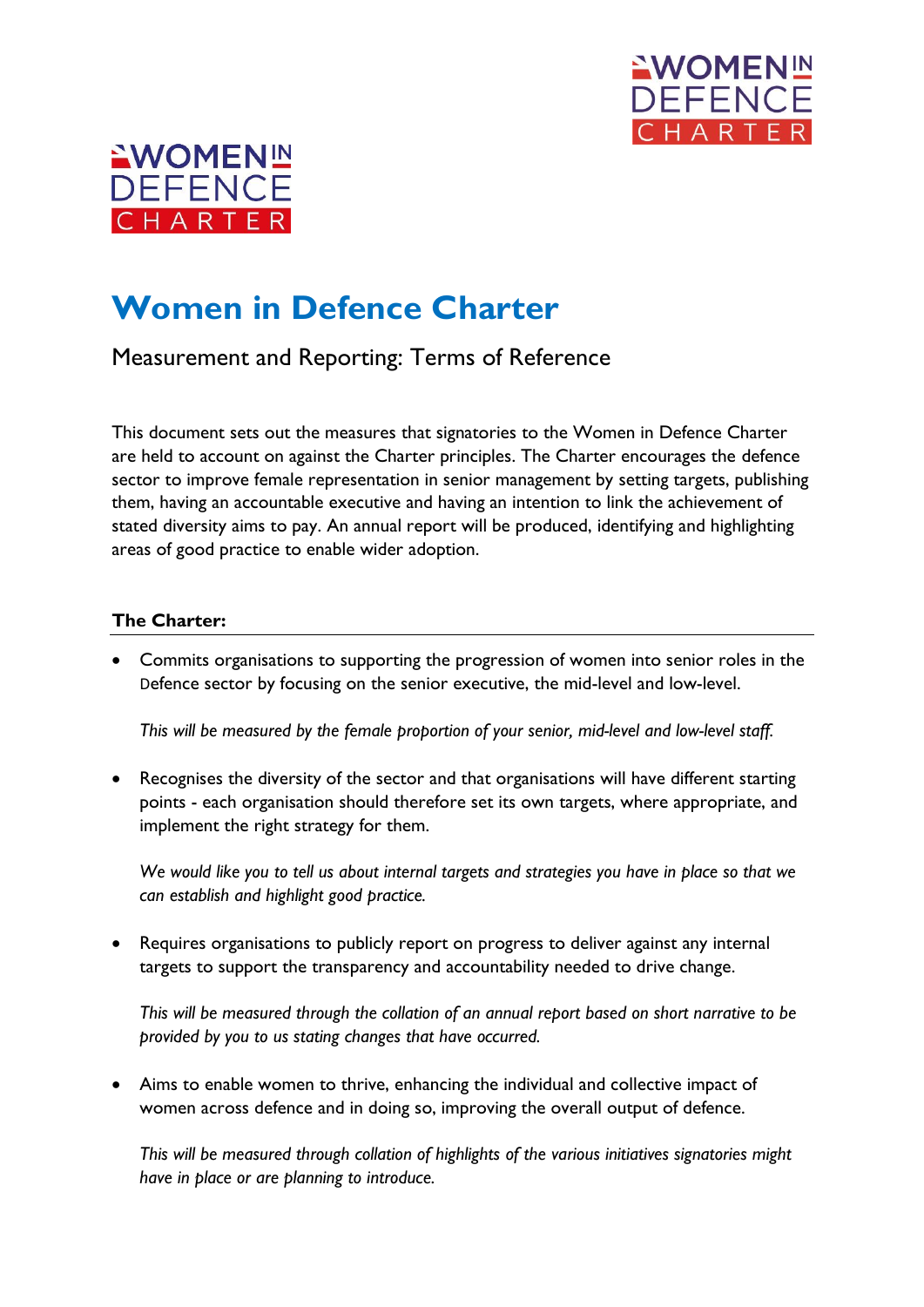# Women in Defence Charter

## Measurement and Reporting: Terms of Reference

This document sets out the measures that signatories to the Women in Defence Charter are held to account on against the Charter principles. The Charter encourages the defence sector to improve female representation in senior management by setting targets, publishing them, having an accountable executive and having an intention to link the achievement of stated diversity aims to pay. An annual report will be produced, identifying and highlighting areas of good practice to enable wider adoption.

**The Charter:**

- Commits organisations to supporting the progression of women into senior roles in the Defence sector by focusing on the senior executive, the mid-level and low-level.

  *This will be measured by the female proportion of your senior, mid-level and low-level staff.*

- Recognises the diversity of the sector and that organisations will have different starting points - each organisation should therefore set its own targets, where appropriate, and implement the right strategy for them.

  *We would like you to tell us about internal targets and strategies you have in place so that we can establish and highlight good practice.*

- Requires organisations to publicly report on progress to deliver against any internal targets to support the transparency and accountability needed to drive change.

  *This will be measured through the collation of an annual report based on short narrative to be provided by you to us stating changes that have occurred.*

- Aims to enable women to thrive, enhancing the individual and collective impact of women across defence and in doing so, improving the overall output of defence.

  *This will be measured through collation of highlights of the various initiatives signatories might have in place or are planning to introduce.*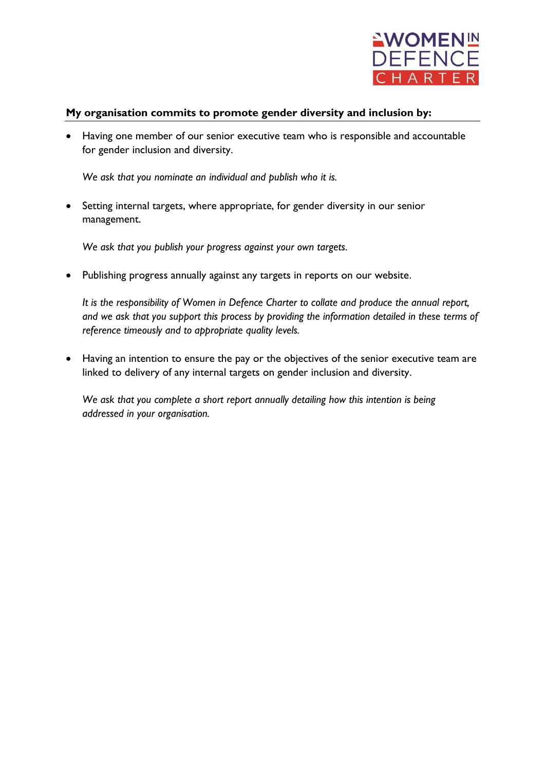**My organisation commits to promote gender diversity and inclusion by:**

- Having one member of our senior executive team who is responsible and accountable for gender inclusion and diversity.

  *We ask that you nominate an individual and publish who it is.*

- Setting internal targets, where appropriate, for gender diversity in our senior management.

  *We ask that you publish your progress against your own targets.*

- Publishing progress annually against any targets in reports on our website.

  *It is the responsibility of Women in Defence Charter to collate and produce the annual report, and we ask that you support this process by providing the information detailed in these terms of reference timeously and to appropriate quality levels.*

- Having an intention to ensure the pay or the objectives of the senior executive team are linked to delivery of any internal targets on gender inclusion and diversity.

  *We ask that you complete a short report annually detailing how this intention is being addressed in your organisation.*